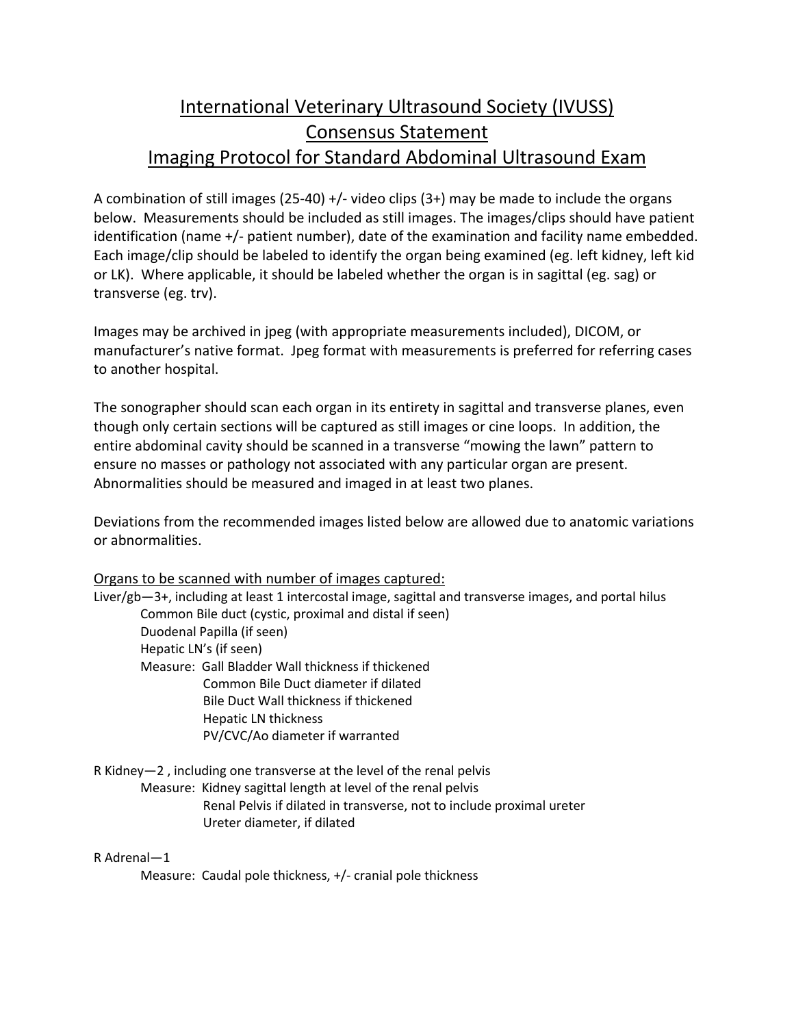# International Veterinary Ultrasound Society (IVUSS)
# Consensus Statement
# Imaging Protocol for Standard Abdominal Ultrasound Exam

A combination of still images (25-40) +/- video clips (3+) may be made to include the organs below. Measurements should be included as still images. The images/clips should have patient identification (name +/- patient number), date of the examination and facility name embedded. Each image/clip should be labeled to identify the organ being examined (eg. left kidney, left kid or LK). Where applicable, it should be labeled whether the organ is in sagittal (eg. sag) or transverse (eg. trv).

Images may be archived in jpeg (with appropriate measurements included), DICOM, or manufacturer's native format. Jpeg format with measurements is preferred for referring cases to another hospital.

The sonographer should scan each organ in its entirety in sagittal and transverse planes, even though only certain sections will be captured as still images or cine loops. In addition, the entire abdominal cavity should be scanned in a transverse "mowing the lawn" pattern to ensure no masses or pathology not associated with any particular organ are present. Abnormalities should be measured and imaged in at least two planes.

Deviations from the recommended images listed below are allowed due to anatomic variations or abnormalities.

## Organs to be scanned with number of images captured:

Liver/gb—3+, including at least 1 intercostal image, sagittal and transverse images, and portal hilus

- Common Bile duct (cystic, proximal and distal if seen)
- Duodenal Papilla (if seen)
- Hepatic LN's (if seen)
- Measure:
  - Gall Bladder Wall thickness if thickened
  - Common Bile Duct diameter if dilated
  - Bile Duct Wall thickness if thickened
  - Hepatic LN thickness
  - PV/CVC/Ao diameter if warranted

R Kidney—2 , including one transverse at the level of the renal pelvis

- Measure:
  - Kidney sagittal length at level of the renal pelvis
  - Renal Pelvis if dilated in transverse, not to include proximal ureter
  - Ureter diameter, if dilated

R Adrenal—1

- Measure: Caudal pole thickness, +/- cranial pole thickness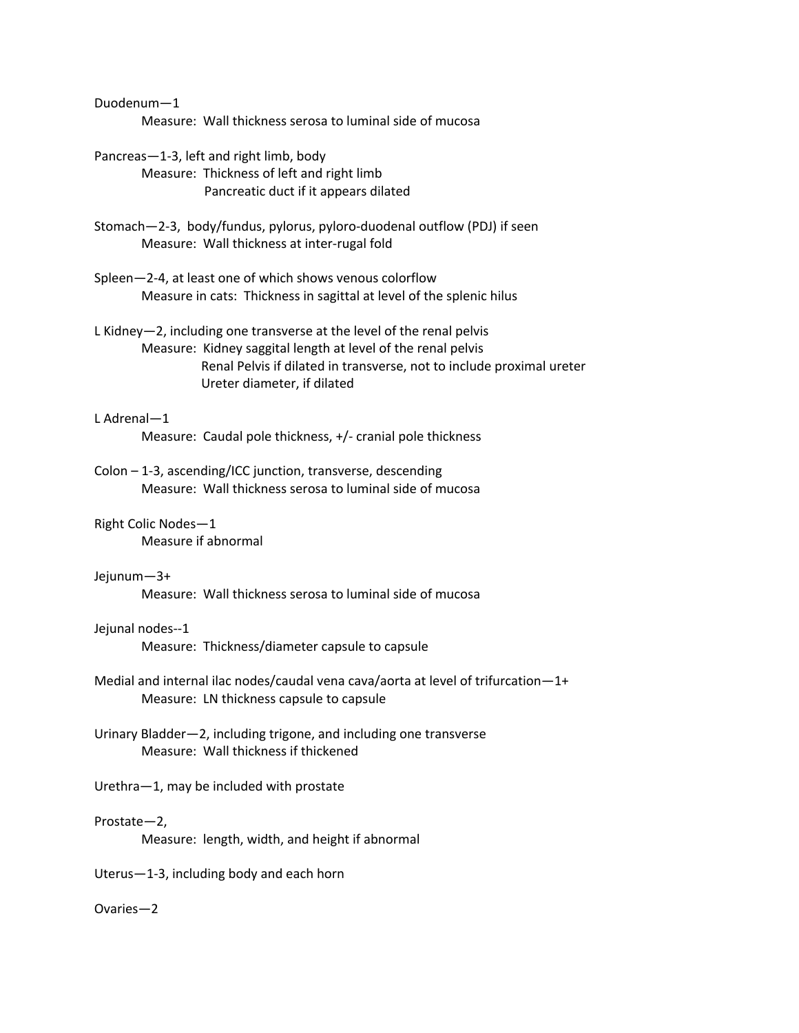Duodenum—1

Measure: Wall thickness serosa to luminal side of mucosa

Pancreas—1-3, left and right limb, body

Measure: Thickness of left and right limb
Pancreatic duct if it appears dilated

Stomach—2-3, body/fundus, pylorus, pyloro-duodenal outflow (PDJ) if seen

Measure: Wall thickness at inter-rugal fold

Spleen—2-4, at least one of which shows venous colorflow

Measure in cats: Thickness in sagittal at level of the splenic hilus

L Kidney—2, including one transverse at the level of the renal pelvis

Measure: Kidney saggital length at level of the renal pelvis
Renal Pelvis if dilated in transverse, not to include proximal ureter
Ureter diameter, if dilated

L Adrenal—1

Measure: Caudal pole thickness, +/- cranial pole thickness

Colon – 1-3, ascending/ICC junction, transverse, descending

Measure: Wall thickness serosa to luminal side of mucosa

Right Colic Nodes—1

Measure if abnormal

Jejunum—3+

Measure: Wall thickness serosa to luminal side of mucosa

Jejunal nodes--1

Measure: Thickness/diameter capsule to capsule

Medial and internal ilac nodes/caudal vena cava/aorta at level of trifurcation—1+

Measure: LN thickness capsule to capsule

Urinary Bladder—2, including trigone, and including one transverse

Measure: Wall thickness if thickened

Urethra—1, may be included with prostate

Prostate—2,

Measure: length, width, and height if abnormal

Uterus—1-3, including body and each horn

Ovaries—2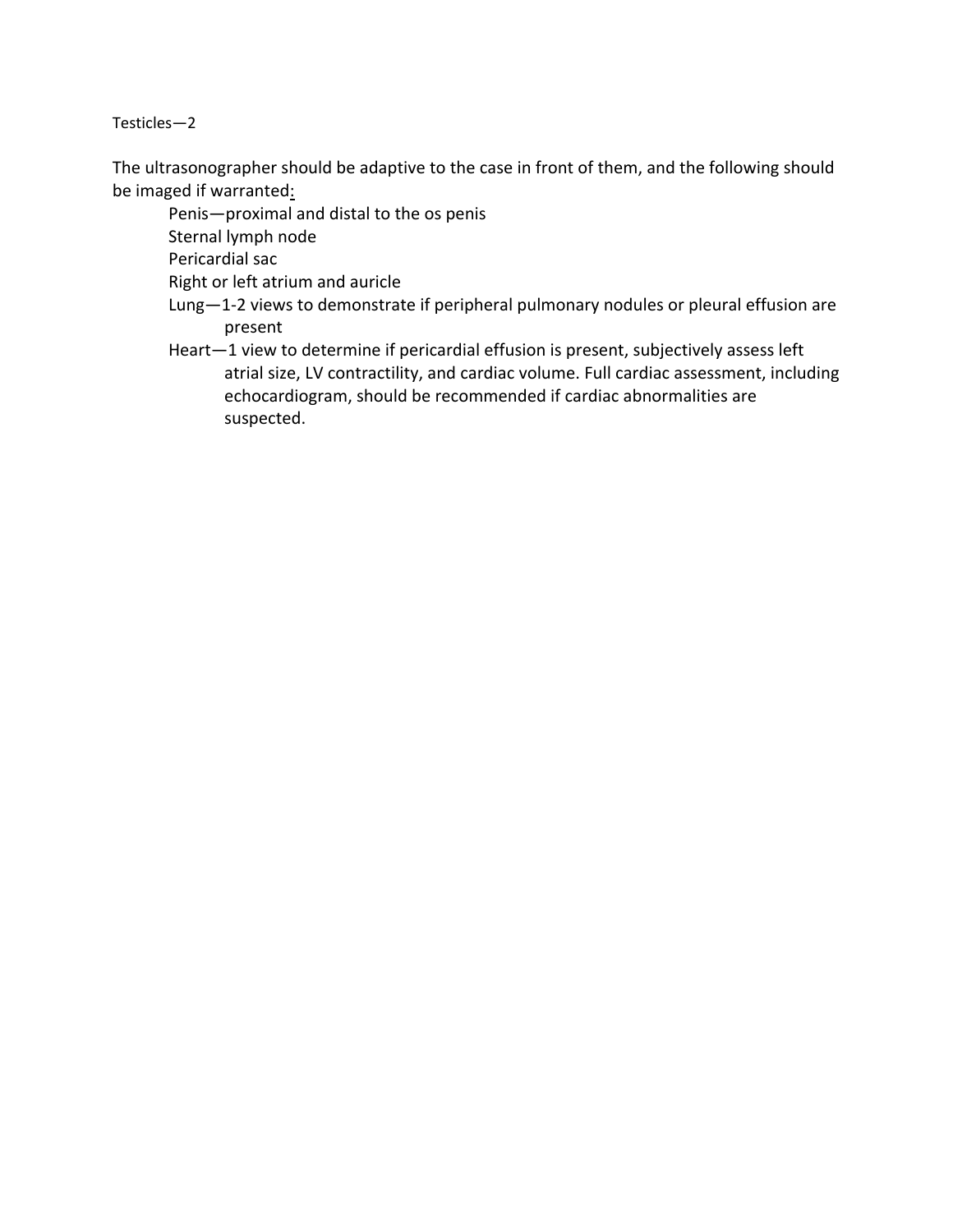Testicles—2

The ultrasonographer should be adaptive to the case in front of them, and the following should be imaged if warranted:

- Penis—proximal and distal to the os penis
- Sternal lymph node
- Pericardial sac
- Right or left atrium and auricle
- Lung—1-2 views to demonstrate if peripheral pulmonary nodules or pleural effusion are present
- Heart—1 view to determine if pericardial effusion is present, subjectively assess left atrial size, LV contractility, and cardiac volume. Full cardiac assessment, including echocardiogram, should be recommended if cardiac abnormalities are suspected.